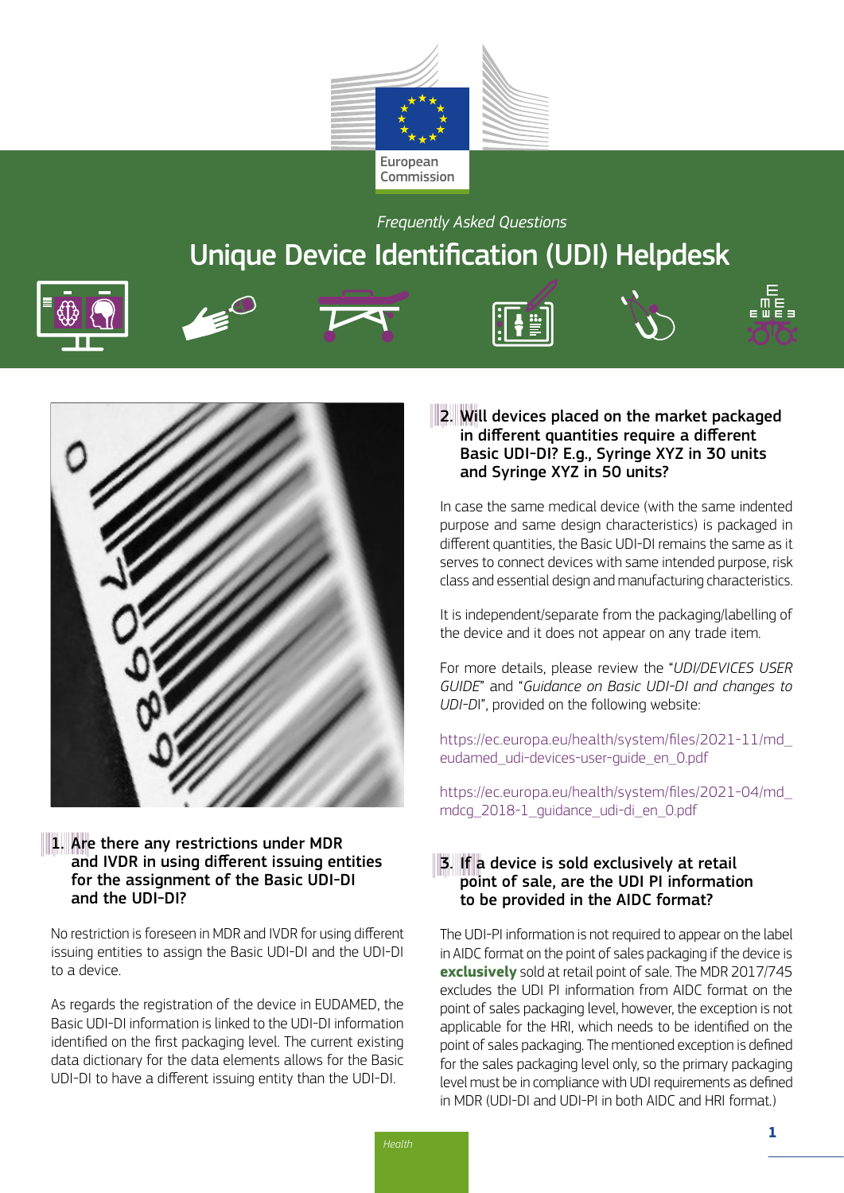European Commission

*Frequently Asked Questions*

# Unique Device Identification (UDI) Helpdesk

## 1. Are there any restrictions under MDR and IVDR in using different issuing entities for the assignment of the Basic UDI-DI and the UDI-DI?

No restriction is foreseen in MDR and IVDR for using different issuing entities to assign the Basic UDI-DI and the UDI-DI to a device.

As regards the registration of the device in EUDAMED, the Basic UDI-DI information is linked to the UDI-DI information identified on the first packaging level. The current existing data dictionary for the data elements allows for the Basic UDI-DI to have a different issuing entity than the UDI-DI.

## 2. Will devices placed on the market packaged in different quantities require a different Basic UDI-DI? E.g., Syringe XYZ in 30 units and Syringe XYZ in 50 units?

In case the same medical device (with the same indented purpose and same design characteristics) is packaged in different quantities, the Basic UDI-DI remains the same as it serves to connect devices with same intended purpose, risk class and essential design and manufacturing characteristics.

It is independent/separate from the packaging/labelling of the device and it does not appear on any trade item.

For more details, please review the "*UDI/DEVICES USER GUIDE*" and "*Guidance on Basic UDI-DI and changes to UDI-DI*", provided on the following website:

https://ec.europa.eu/health/system/files/2021-11/md_eudamed_udi-devices-user-guide_en_0.pdf

https://ec.europa.eu/health/system/files/2021-04/md_mdcg_2018-1_guidance_udi-di_en_0.pdf

## 3. If a device is sold exclusively at retail point of sale, are the UDI PI information to be provided in the AIDC format?

The UDI-PI information is not required to appear on the label in AIDC format on the point of sales packaging if the device is **exclusively** sold at retail point of sale. The MDR 2017/745 excludes the UDI PI information from AIDC format on the point of sales packaging level, however, the exception is not applicable for the HRI, which needs to be identified on the point of sales packaging. The mentioned exception is defined for the sales packaging level only, so the primary packaging level must be in compliance with UDI requirements as defined in MDR (UDI-DI and UDI-PI in both AIDC and HRI format.)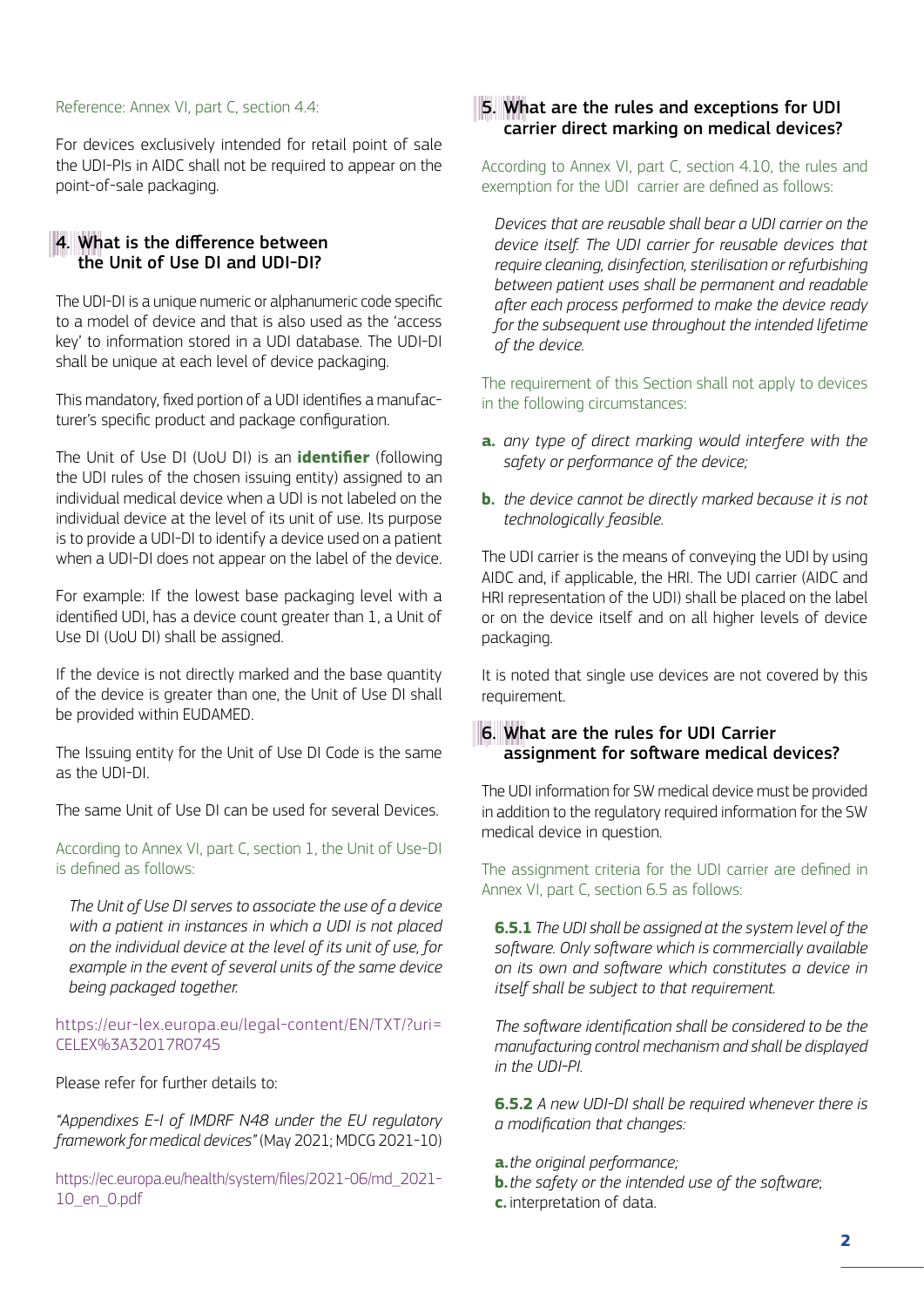Reference: Annex VI, part C, section 4.4:

For devices exclusively intended for retail point of sale the UDI-PIs in AIDC shall not be required to appear on the point-of-sale packaging.

## 4. What is the difference between the Unit of Use DI and UDI-DI?

The UDI-DI is a unique numeric or alphanumeric code specific to a model of device and that is also used as the 'access key' to information stored in a UDI database. The UDI-DI shall be unique at each level of device packaging.

This mandatory, fixed portion of a UDI identifies a manufacturer's specific product and package configuration.

The Unit of Use DI (UoU DI) is an **identifier** (following the UDI rules of the chosen issuing entity) assigned to an individual medical device when a UDI is not labeled on the individual device at the level of its unit of use. Its purpose is to provide a UDI-DI to identify a device used on a patient when a UDI-DI does not appear on the label of the device.

For example: If the lowest base packaging level with a identified UDI, has a device count greater than 1, a Unit of Use DI (UoU DI) shall be assigned.

If the device is not directly marked and the base quantity of the device is greater than one, the Unit of Use DI shall be provided within EUDAMED.

The Issuing entity for the Unit of Use DI Code is the same as the UDI-DI.

The same Unit of Use DI can be used for several Devices.

According to Annex VI, part C, section 1, the Unit of Use-DI is defined as follows:

> *The Unit of Use DI serves to associate the use of a device with a patient in instances in which a UDI is not placed on the individual device at the level of its unit of use, for example in the event of several units of the same device being packaged together.*

https://eur-lex.europa.eu/legal-content/EN/TXT/?uri=CELEX%3A32017R0745

Please refer for further details to:

*"Appendixes E-I of IMDRF N48 under the EU regulatory framework for medical devices"* (May 2021; MDCG 2021-10)

https://ec.europa.eu/health/system/files/2021-06/md_2021-10_en_0.pdf

## 5. What are the rules and exceptions for UDI carrier direct marking on medical devices?

According to Annex VI, part C, section 4.10, the rules and exemption for the UDI carrier are defined as follows:

> *Devices that are reusable shall bear a UDI carrier on the device itself. The UDI carrier for reusable devices that require cleaning, disinfection, sterilisation or refurbishing between patient uses shall be permanent and readable after each process performed to make the device ready for the subsequent use throughout the intended lifetime of the device.*

The requirement of this Section shall not apply to devices in the following circumstances:

- **a.** *any type of direct marking would interfere with the safety or performance of the device;*
- **b.** *the device cannot be directly marked because it is not technologically feasible.*

The UDI carrier is the means of conveying the UDI by using AIDC and, if applicable, the HRI. The UDI carrier (AIDC and HRI representation of the UDI) shall be placed on the label or on the device itself and on all higher levels of device packaging.

It is noted that single use devices are not covered by this requirement.

## 6. What are the rules for UDI Carrier assignment for software medical devices?

The UDI information for SW medical device must be provided in addition to the regulatory required information for the SW medical device in question.

The assignment criteria for the UDI carrier are defined in Annex VI, part C, section 6.5 as follows:

> **6.5.1** *The UDI shall be assigned at the system level of the software. Only software which is commercially available on its own and software which constitutes a device in itself shall be subject to that requirement.*
>
> *The software identification shall be considered to be the manufacturing control mechanism and shall be displayed in the UDI-PI.*
>
> **6.5.2** *A new UDI-DI shall be required whenever there is a modification that changes:*
>
> **a.** *the original performance;*
> **b.** *the safety or the intended use of the software*;
> **c.** interpretation of data.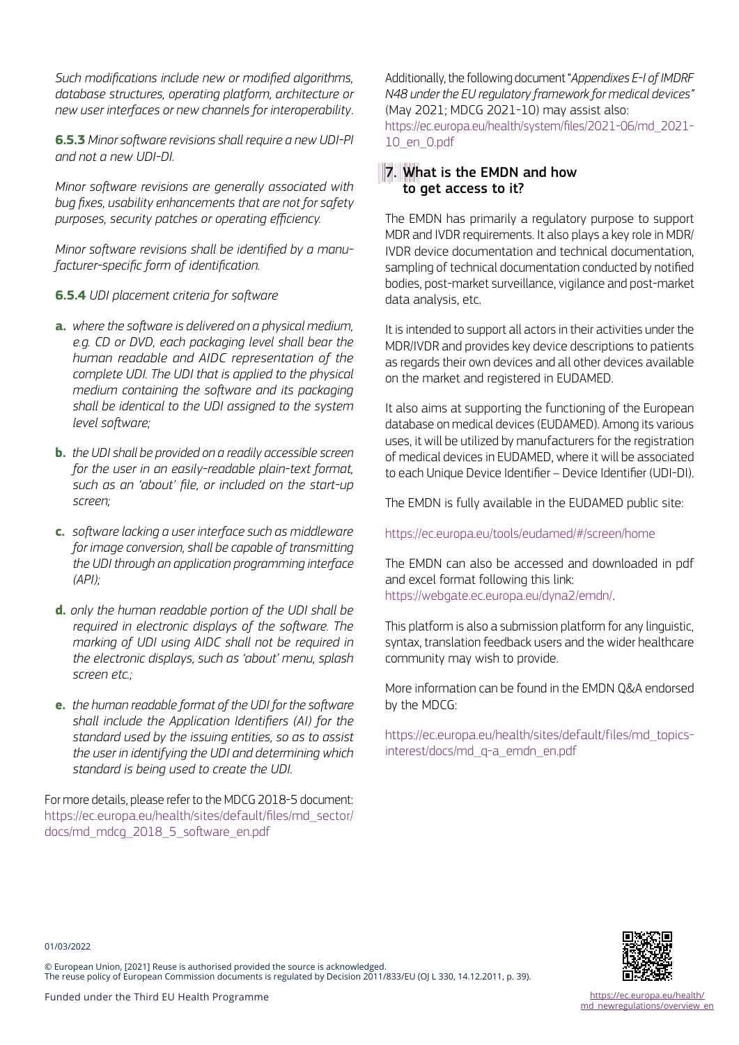*Such modifications include new or modified algorithms, database structures, operating platform, architecture or new user interfaces or new channels for interoperability*.

**6.5.3** *Minor software revisions shall require a new UDI-PI and not a new UDI-DI.*

*Minor software revisions are generally associated with bug fixes, usability enhancements that are not for safety purposes, security patches or operating efficiency.*

*Minor software revisions shall be identified by a manufacturer-specific form of identification.*

**6.5.4** *UDI placement criteria for software*

**a.** *where the software is delivered on a physical medium, e.g. CD or DVD, each packaging level shall bear the human readable and AIDC representation of the complete UDI. The UDI that is applied to the physical medium containing the software and its packaging shall be identical to the UDI assigned to the system level software;*

**b.** *the UDI shall be provided on a readily accessible screen for the user in an easily-readable plain-text format, such as an 'about' file, or included on the start-up screen;*

**c.** *software lacking a user interface such as middleware for image conversion, shall be capable of transmitting the UDI through an application programming interface (API);*

**d.** *only the human readable portion of the UDI shall be required in electronic displays of the software. The marking of UDI using AIDC shall not be required in the electronic displays, such as 'about' menu, splash screen etc.;*

**e.** *the human readable format of the UDI for the software shall include the Application Identifiers (AI) for the standard used by the issuing entities, so as to assist the user in identifying the UDI and determining which standard is being used to create the UDI.*

For more details, please refer to the MDCG 2018-5 document: https://ec.europa.eu/health/sites/default/files/md_sector/docs/md_mdcg_2018_5_software_en.pdf

Additionally, the following document "*Appendixes E-I of IMDRF N48 under the EU regulatory framework for medical devices*" (May 2021; MDCG 2021-10) may assist also: https://ec.europa.eu/health/system/files/2021-06/md_2021-10_en_0.pdf

## 7. What is the EMDN and how to get access to it?

The EMDN has primarily a regulatory purpose to support MDR and IVDR requirements. It also plays a key role in MDR/IVDR device documentation and technical documentation, sampling of technical documentation conducted by notified bodies, post-market surveillance, vigilance and post-market data analysis, etc.

It is intended to support all actors in their activities under the MDR/IVDR and provides key device descriptions to patients as regards their own devices and all other devices available on the market and registered in EUDAMED.

It also aims at supporting the functioning of the European database on medical devices (EUDAMED). Among its various uses, it will be utilized by manufacturers for the registration of medical devices in EUDAMED, where it will be associated to each Unique Device Identifier – Device Identifier (UDI-DI).

The EMDN is fully available in the EUDAMED public site:

https://ec.europa.eu/tools/eudamed/#/screen/home

The EMDN can also be accessed and downloaded in pdf and excel format following this link: https://webgate.ec.europa.eu/dyna2/emdn/.

This platform is also a submission platform for any linguistic, syntax, translation feedback users and the wider healthcare community may wish to provide.

More information can be found in the EMDN Q&A endorsed by the MDCG:

https://ec.europa.eu/health/sites/default/files/md_topics-interest/docs/md_q-a_emdn_en.pdf

01/03/2022

© European Union, [2021] Reuse is authorised provided the source is acknowledged.
The reuse policy of European Commission documents is regulated by Decision 2011/833/EU (OJ L 330, 14.12.2011, p. 39).

Funded under the Third EU Health Programme

https://ec.europa.eu/health/md_newregulations/overview_en